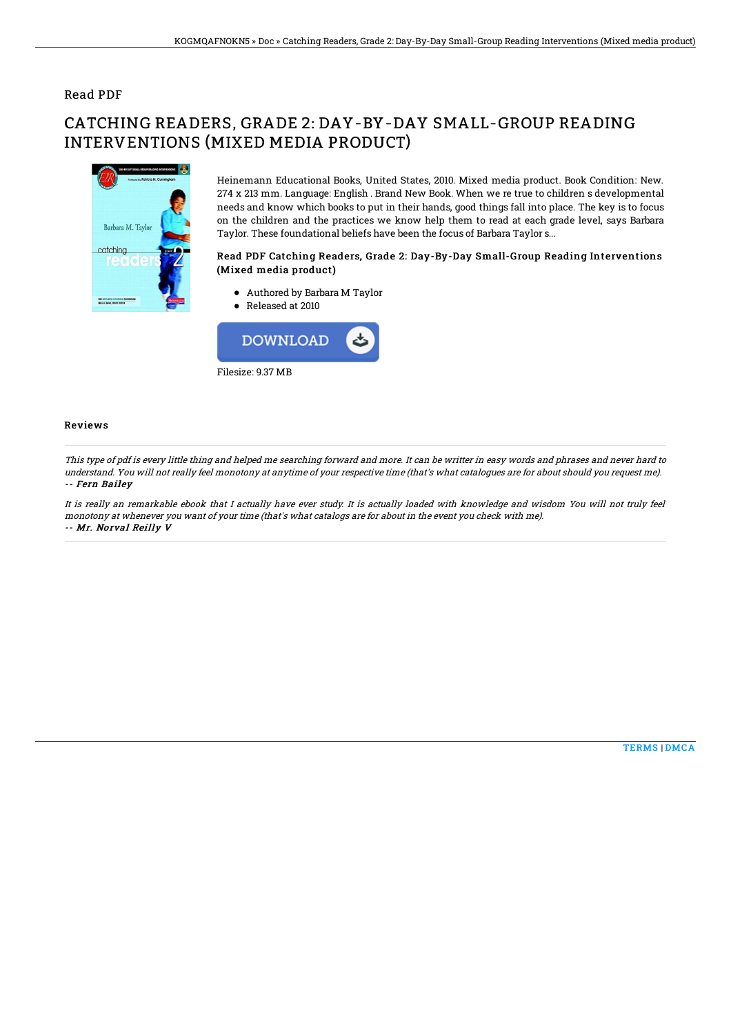Read PDF

# CATCHING READERS, GRADE 2: DAY-BY-DAY SMALL-GROUP READING INTERVENTIONS (MIXED MEDIA PRODUCT)

Heinemann Educational Books, United States, 2010. Mixed media product. Book Condition: New. 274 x 213 mm. Language: English . Brand New Book. When we re true to children s developmental needs and know which books to put in their hands, good things fall into place. The key is to focus on the children and the practices we know help them to read at each grade level, says Barbara Taylor. These foundational beliefs have been the focus of Barbara Taylor s...

### Read PDF Catching Readers, Grade 2: Day-By-Day Small-Group Reading Interventions (Mixed media product)

- Authored by Barbara M Taylor
- Released at 2010

DOWNLOAD

Filesize: 9.37 MB

## Reviews

*This type of pdf is every little thing and helped me searching forward and more. It can be writter in easy words and phrases and never hard to understand. You will not really feel monotony at anytime of your respective time (that's what catalogues are for about should you request me).*
***-- Fern Bailey***

*It is really an remarkable ebook that I actually have ever study. It is actually loaded with knowledge and wisdom You will not truly feel monotony at whenever you want of your time (that's what catalogs are for about in the event you check with me).*
***-- Mr. Norval Reilly V***

TERMS | DMCA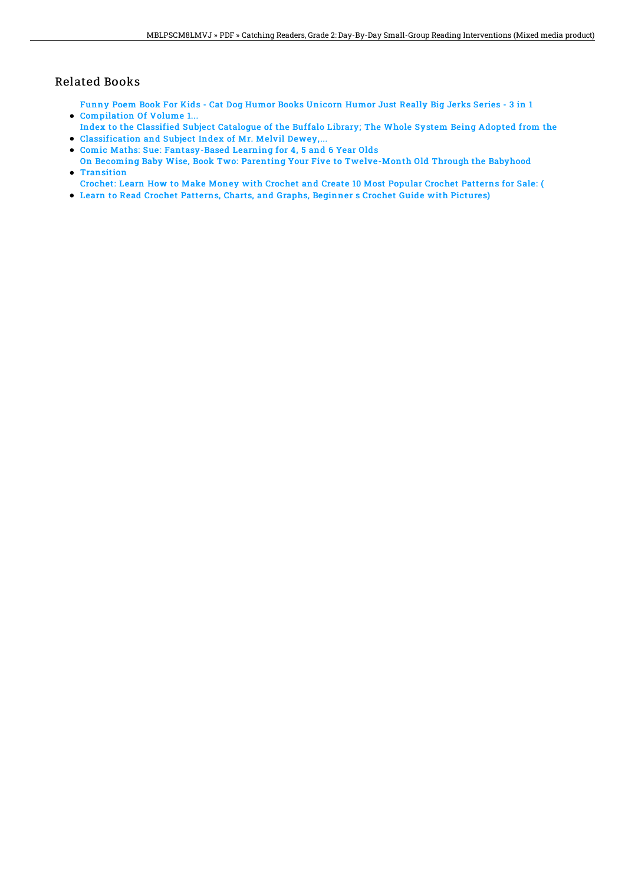## Related Books

- Funny Poem Book For Kids - Cat Dog Humor Books Unicorn Humor Just Really Big Jerks Series - 3 in 1 Compilation Of Volume 1...
- Index to the Classified Subject Catalogue of the Buffalo Library; The Whole System Being Adopted from the Classification and Subject Index of Mr. Melvil Dewey,...
- Comic Maths: Sue: Fantasy-Based Learning for 4, 5 and 6 Year Olds
- On Becoming Baby Wise, Book Two: Parenting Your Five to Twelve-Month Old Through the Babyhood Transition
- Crochet: Learn How to Make Money with Crochet and Create 10 Most Popular Crochet Patterns for Sale: ( Learn to Read Crochet Patterns, Charts, and Graphs, Beginner s Crochet Guide with Pictures)